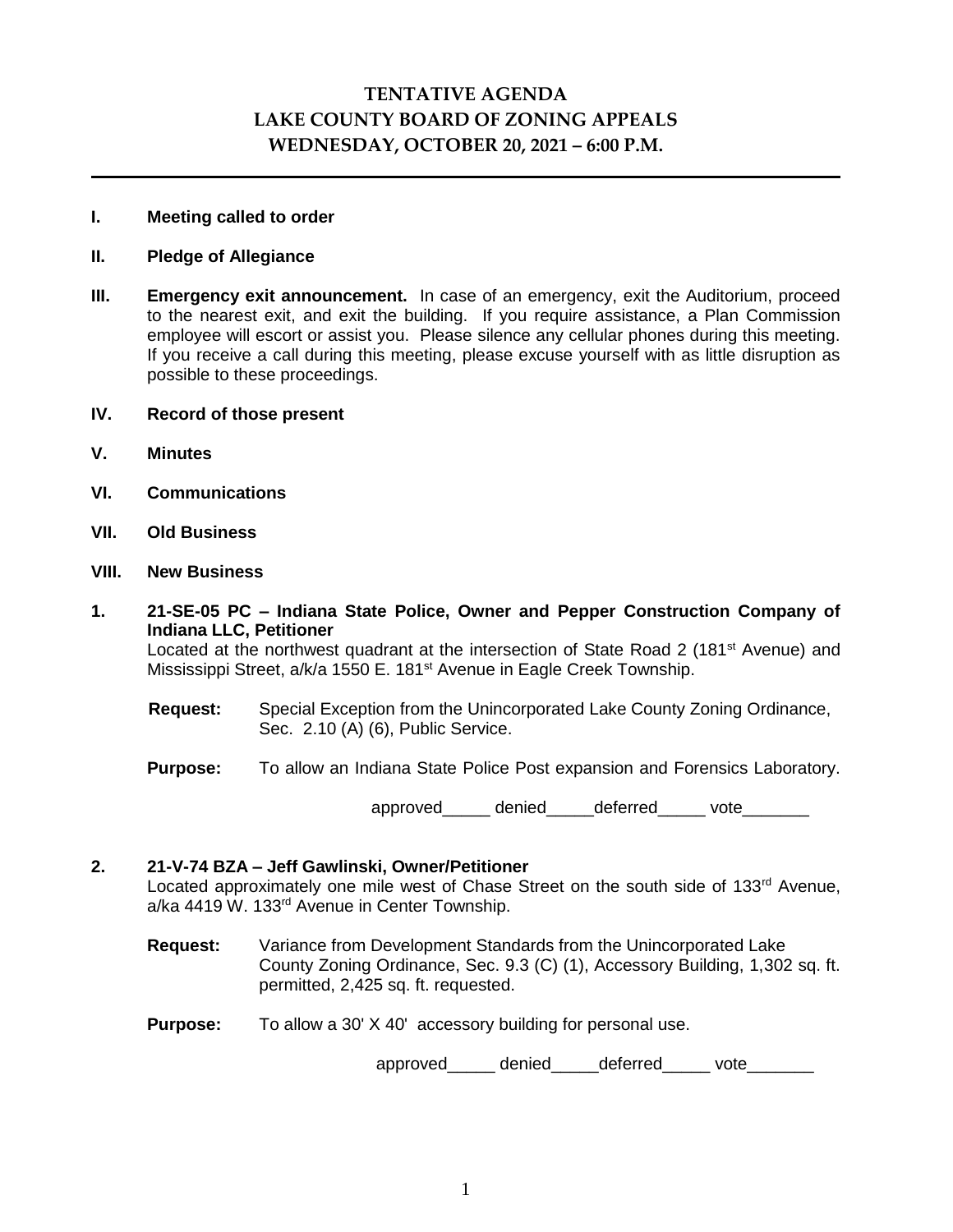# TENTATIVE AGENDA
# LAKE COUNTY BOARD OF ZONING APPEALS
# WEDNESDAY, OCTOBER 20, 2021 – 6:00 P.M.

---

**I. Meeting called to order**

**II. Pledge of Allegiance**

**III. Emergency exit announcement.** In case of an emergency, exit the Auditorium, proceed to the nearest exit, and exit the building. If you require assistance, a Plan Commission employee will escort or assist you. Please silence any cellular phones during this meeting. If you receive a call during this meeting, please excuse yourself with as little disruption as possible to these proceedings.

**IV. Record of those present**

**V. Minutes**

**VI. Communications**

**VII. Old Business**

**VIII. New Business**

**1. 21-SE-05 PC – Indiana State Police, Owner and Pepper Construction Company of Indiana LLC, Petitioner**

Located at the northwest quadrant at the intersection of State Road 2 (181st Avenue) and Mississippi Street, a/k/a 1550 E. 181st Avenue in Eagle Creek Township.

**Request:** Special Exception from the Unincorporated Lake County Zoning Ordinance, Sec. 2.10 (A) (6), Public Service.

**Purpose:** To allow an Indiana State Police Post expansion and Forensics Laboratory.

approved_____ denied_____deferred_____ vote_______

**2. 21-V-74 BZA – Jeff Gawlinski, Owner/Petitioner**

Located approximately one mile west of Chase Street on the south side of 133rd Avenue, a/ka 4419 W. 133rd Avenue in Center Township.

**Request:** Variance from Development Standards from the Unincorporated Lake County Zoning Ordinance, Sec. 9.3 (C) (1), Accessory Building, 1,302 sq. ft. permitted, 2,425 sq. ft. requested.

**Purpose:** To allow a 30' X 40' accessory building for personal use.

approved_____ denied_____deferred_____ vote_______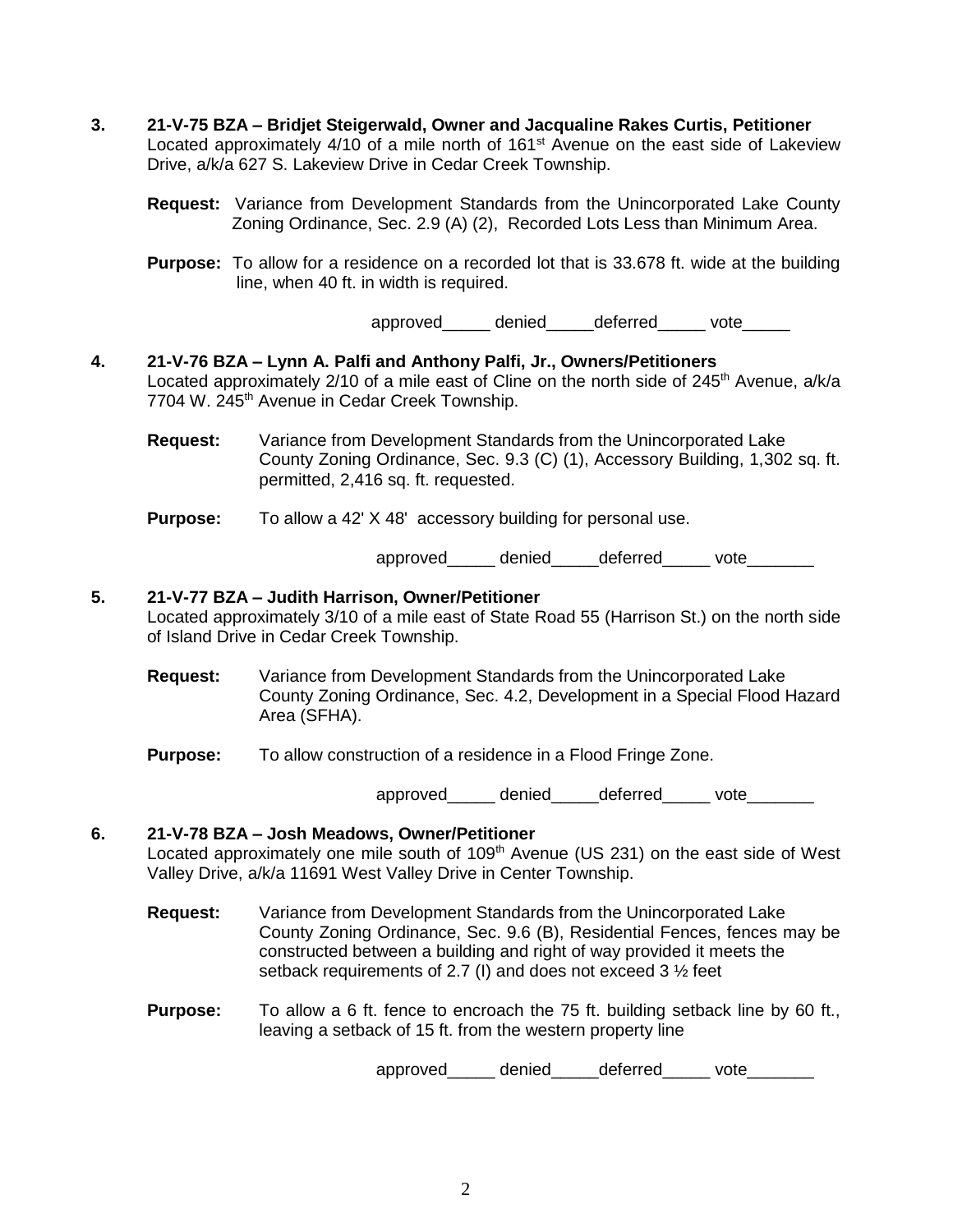3. **21-V-75 BZA – Bridjet Steigerwald, Owner and Jacqualine Rakes Curtis, Petitioner**
Located approximately 4/10 of a mile north of 161st Avenue on the east side of Lakeview Drive, a/k/a 627 S. Lakeview Drive in Cedar Creek Township.

**Request:** Variance from Development Standards from the Unincorporated Lake County Zoning Ordinance, Sec. 2.9 (A) (2), Recorded Lots Less than Minimum Area.

**Purpose:** To allow for a residence on a recorded lot that is 33.678 ft. wide at the building line, when 40 ft. in width is required.

approved_____ denied_____deferred_____ vote_____

4. **21-V-76 BZA – Lynn A. Palfi and Anthony Palfi, Jr., Owners/Petitioners**
Located approximately 2/10 of a mile east of Cline on the north side of 245th Avenue, a/k/a 7704 W. 245th Avenue in Cedar Creek Township.

**Request:** Variance from Development Standards from the Unincorporated Lake County Zoning Ordinance, Sec. 9.3 (C) (1), Accessory Building, 1,302 sq. ft. permitted, 2,416 sq. ft. requested.

**Purpose:** To allow a 42' X 48' accessory building for personal use.

approved_____ denied_____deferred_____ vote_______

5. **21-V-77 BZA – Judith Harrison, Owner/Petitioner**
Located approximately 3/10 of a mile east of State Road 55 (Harrison St.) on the north side of Island Drive in Cedar Creek Township.

**Request:** Variance from Development Standards from the Unincorporated Lake County Zoning Ordinance, Sec. 4.2, Development in a Special Flood Hazard Area (SFHA).

**Purpose:** To allow construction of a residence in a Flood Fringe Zone.

approved_____ denied_____deferred_____ vote_______

6. **21-V-78 BZA – Josh Meadows, Owner/Petitioner**
Located approximately one mile south of 109th Avenue (US 231) on the east side of West Valley Drive, a/k/a 11691 West Valley Drive in Center Township.

**Request:** Variance from Development Standards from the Unincorporated Lake County Zoning Ordinance, Sec. 9.6 (B), Residential Fences, fences may be constructed between a building and right of way provided it meets the setback requirements of 2.7 (I) and does not exceed 3 ½ feet

**Purpose:** To allow a 6 ft. fence to encroach the 75 ft. building setback line by 60 ft., leaving a setback of 15 ft. from the western property line

approved_____ denied_____deferred_____ vote_______